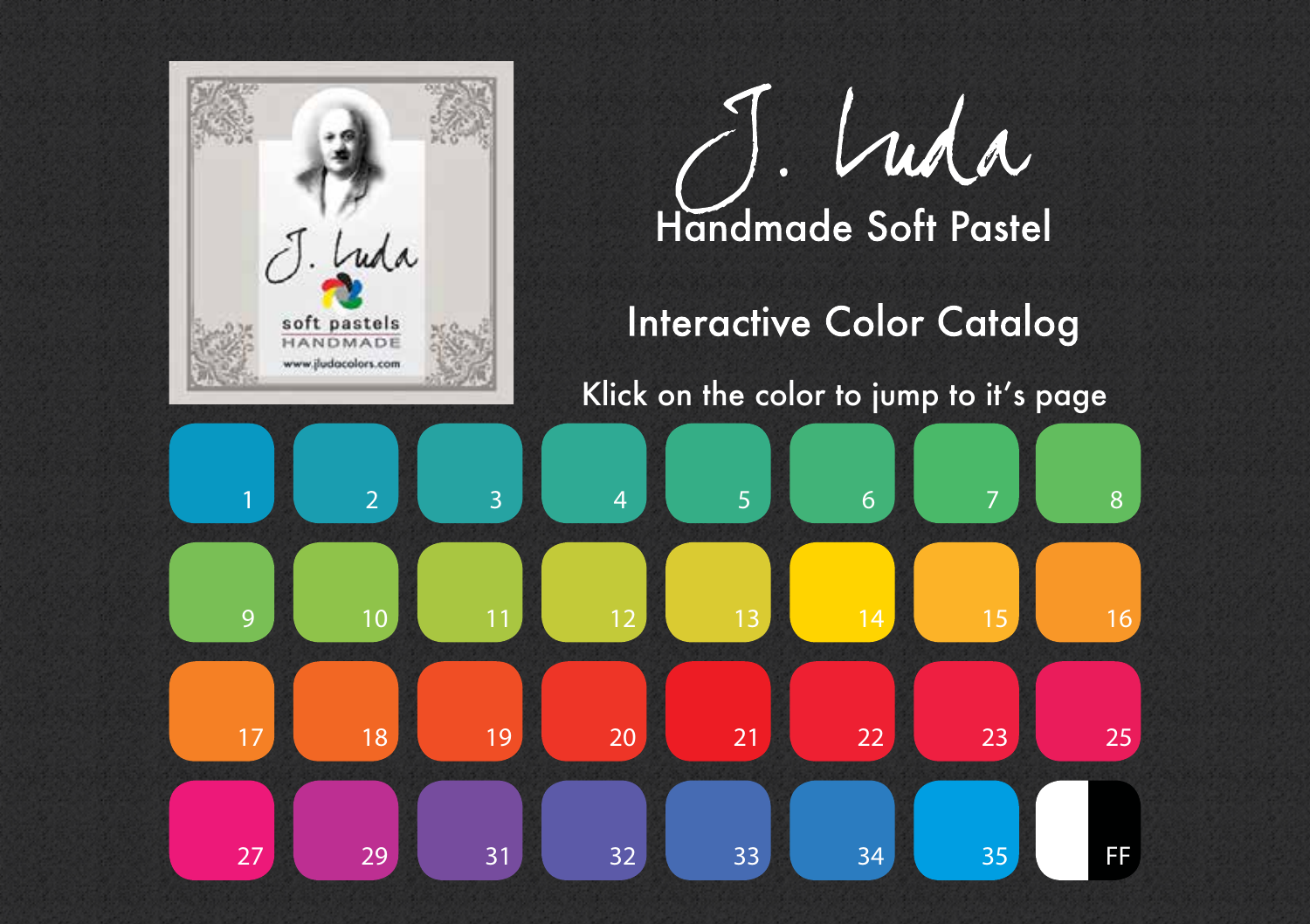# J. Luda

## Handmade Soft Pastel

## Interactive Color Catalog

Klick on the color to jump to it's page

| | | | | | | | |
|---|---|---|---|---|---|---|---|
| 1 | 2 | 3 | 4 | 5 | 6 | 7 | 8 |
| 9 | 10 | 11 | 12 | 13 | 14 | 15 | 16 |
| 17 | 18 | 19 | 20 | 21 | 22 | 23 | 25 |
| 27 | 29 | 31 | 32 | 33 | 34 | 35 | FF |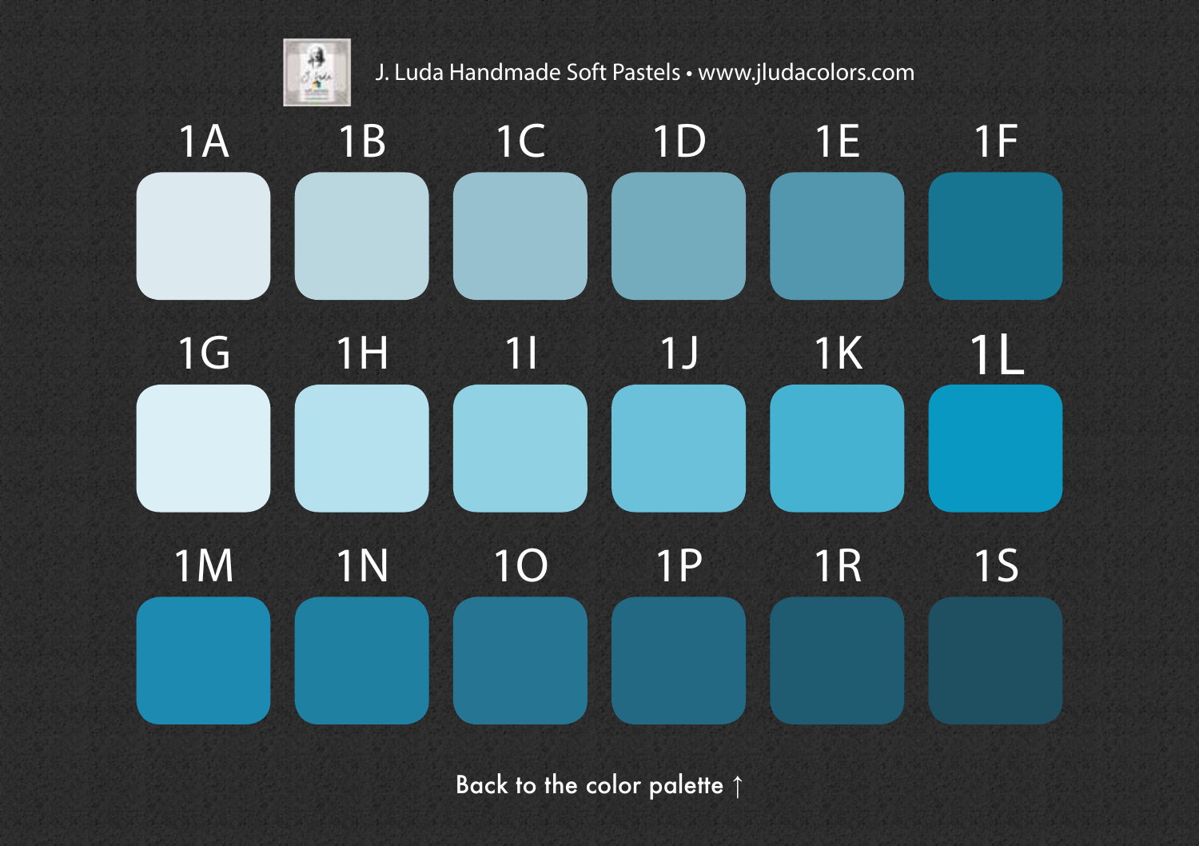J. Luda Handmade Soft Pastels • www.jludacolors.com

| 1A | 1B | 1C | 1D | 1E | 1F |
|---|---|---|---|---|---|
| 1G | 1H | 1I | 1J | 1K | 1L |
| 1M | 1N | 1O | 1P | 1R | 1S |

Back to the color palette ↑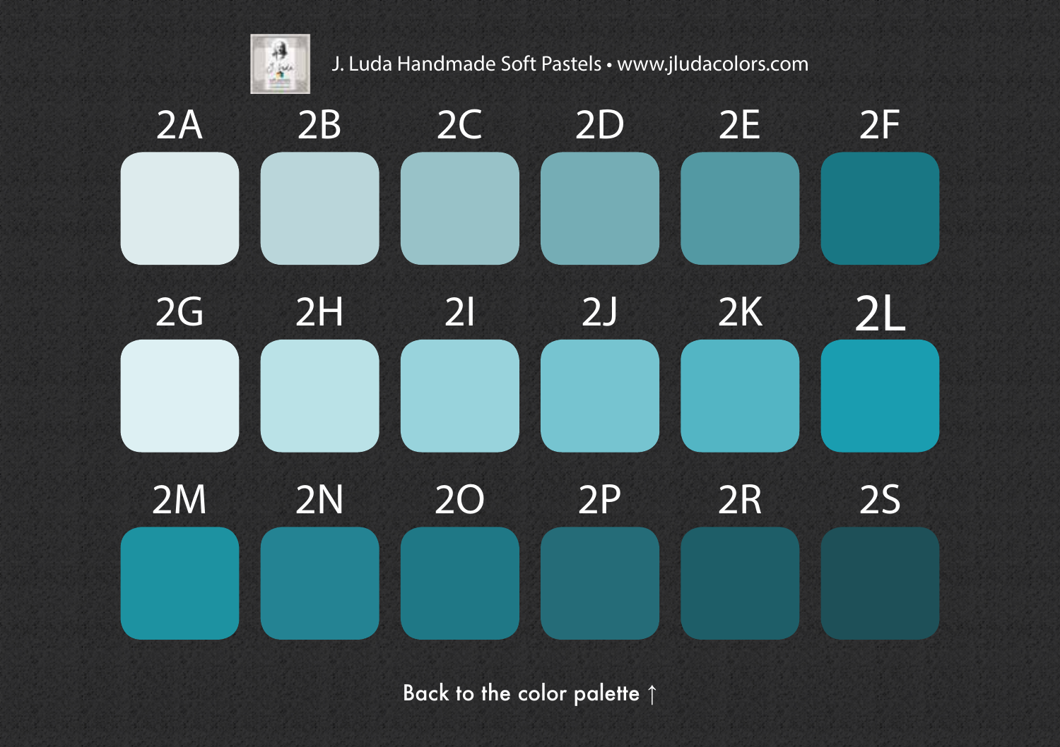J. Luda Handmade Soft Pastels • www.jludacolors.com

| 2A | 2B | 2C | 2D | 2E | 2F |
|---|---|---|---|---|---|
| 2G | 2H | 2I | 2J | 2K | 2L |
| 2M | 2N | 2O | 2P | 2R | 2S |

Back to the color palette ↑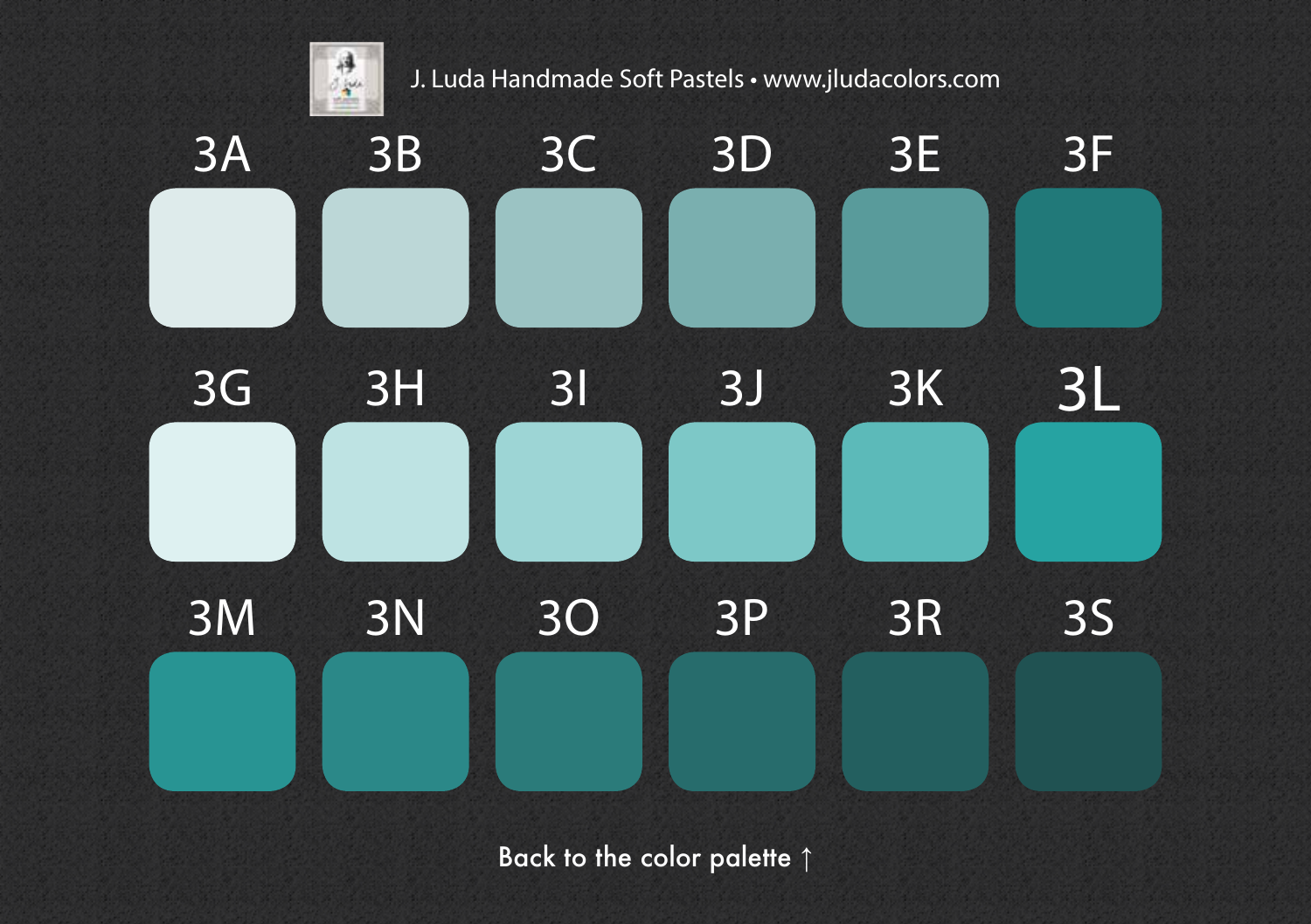J. Luda Handmade Soft Pastels • www.jludacolors.com

| 3A | 3B | 3C | 3D | 3E | 3F |
|---|---|---|---|---|---|
| 3G | 3H | 3I | 3J | 3K | 3L |
| 3M | 3N | 3O | 3P | 3R | 3S |

Back to the color palette ↑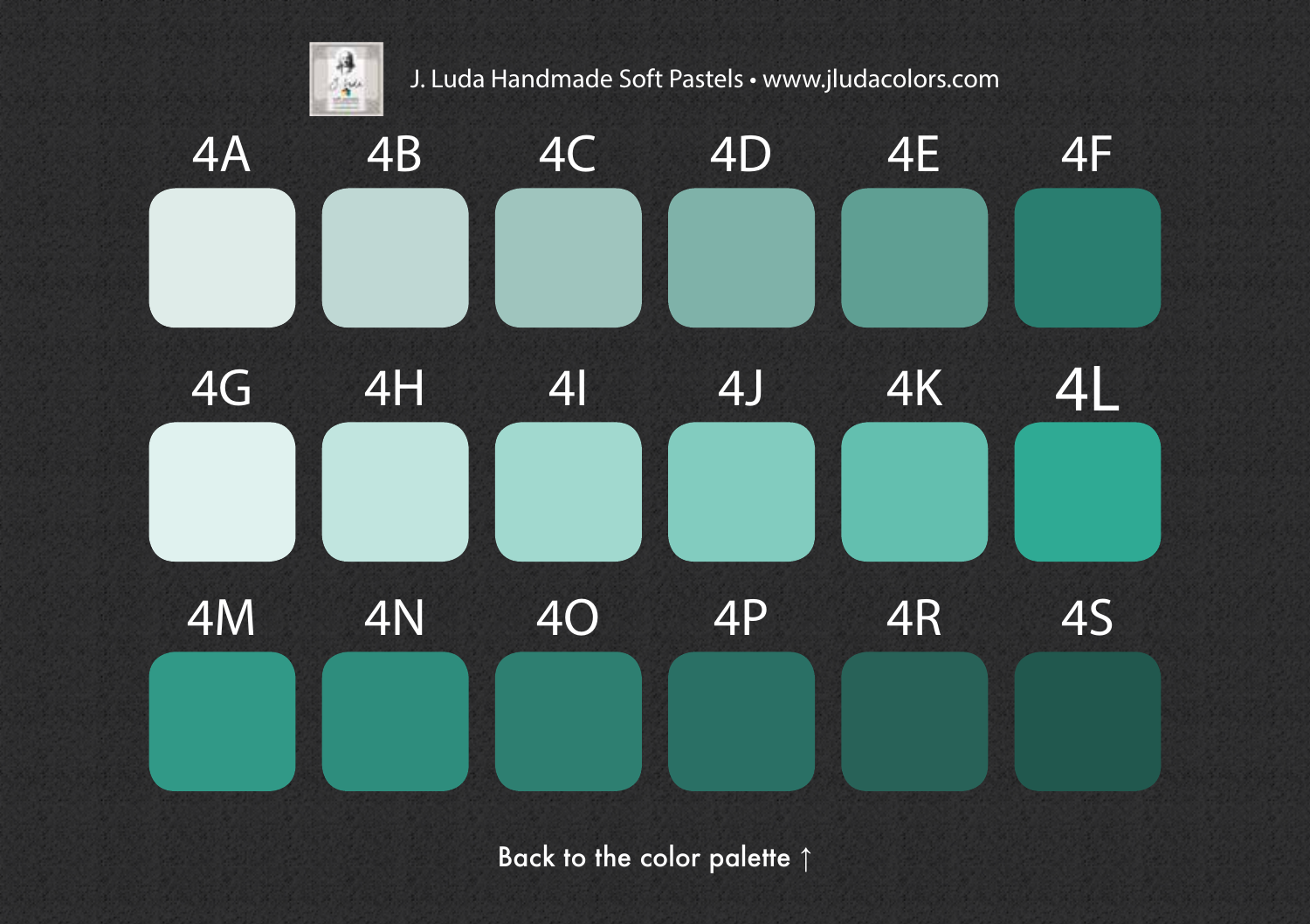J. Luda Handmade Soft Pastels • www.jludacolors.com

| 4A | 4B | 4C | 4D | 4E | 4F |
|---|---|---|---|---|---|
| 4G | 4H | 4I | 4J | 4K | 4L |
| 4M | 4N | 4O | 4P | 4R | 4S |

Back to the color palette ↑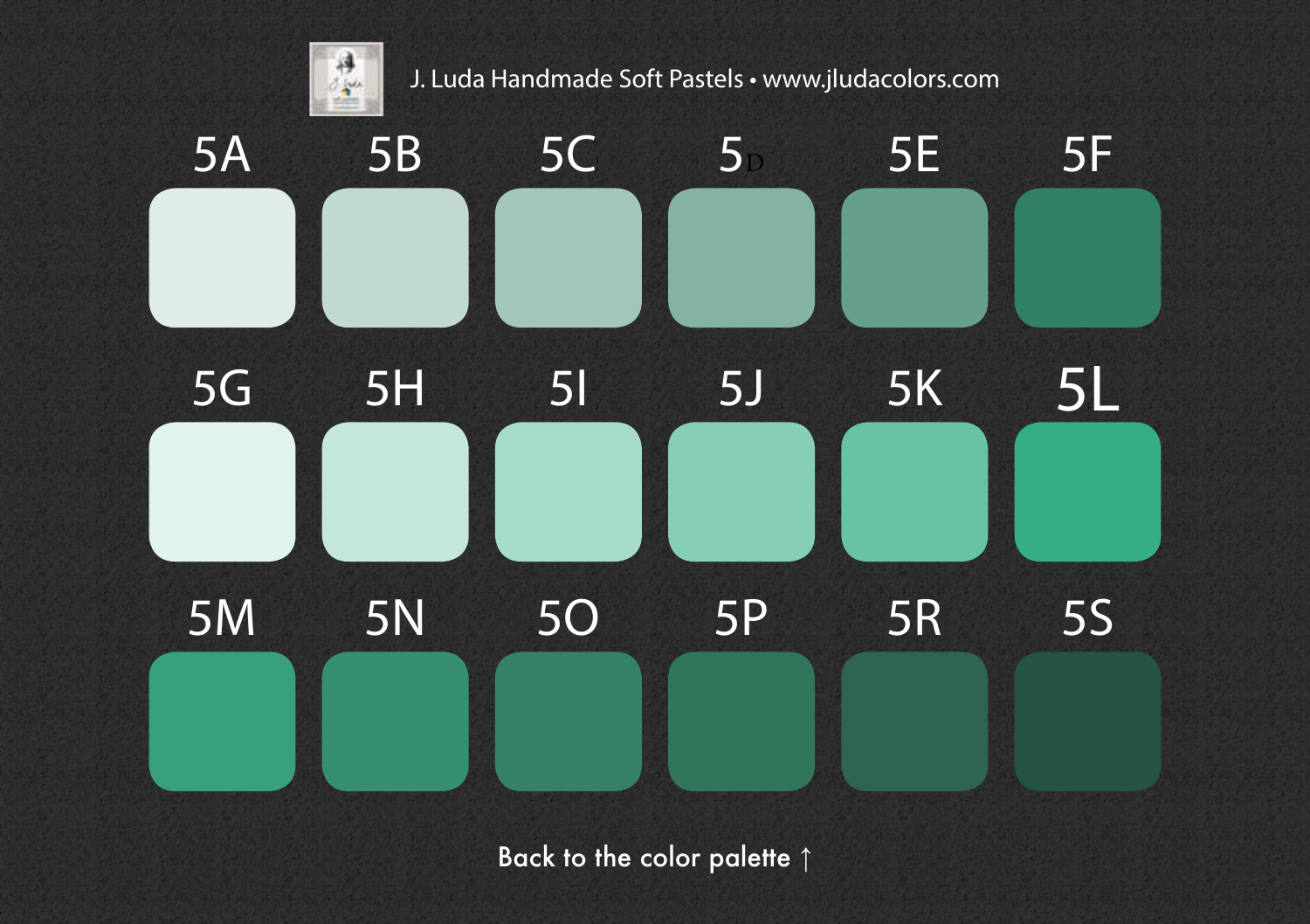J. Luda Handmade Soft Pastels • www.jludacolors.com

| 5A | 5B | 5C | 5D | 5E | 5F |
|---|---|---|---|---|---|
| 5G | 5H | 5I | 5J | 5K | 5L |
| 5M | 5N | 5O | 5P | 5R | 5S |

Back to the color palette ↑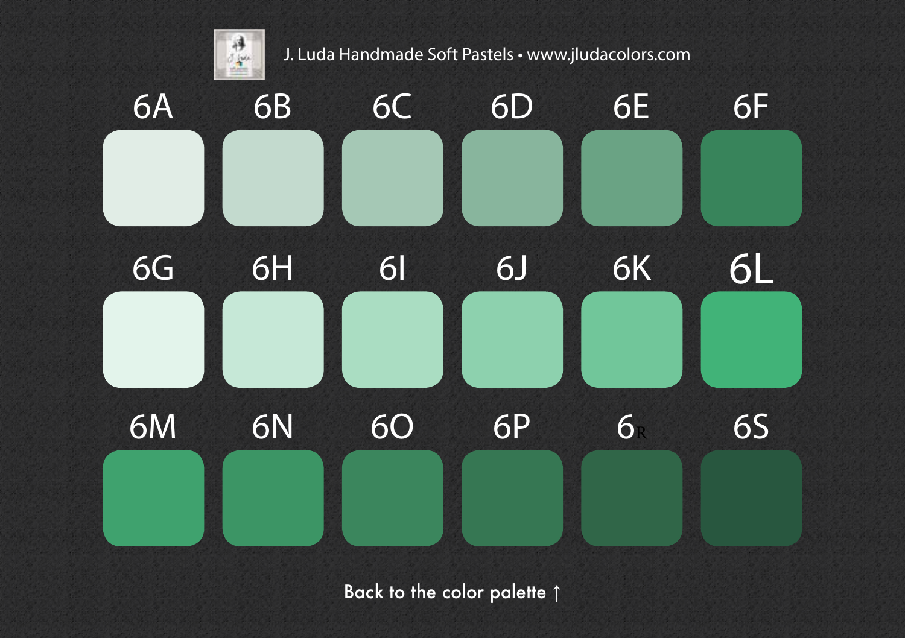J. Luda Handmade Soft Pastels • www.jludacolors.com

| 6A | 6B | 6C | 6D | 6E | 6F |
|---|---|---|---|---|---|
| 6G | 6H | 6I | 6J | 6K | 6L |
| 6M | 6N | 6O | 6P | 6R | 6S |

Back to the color palette ↑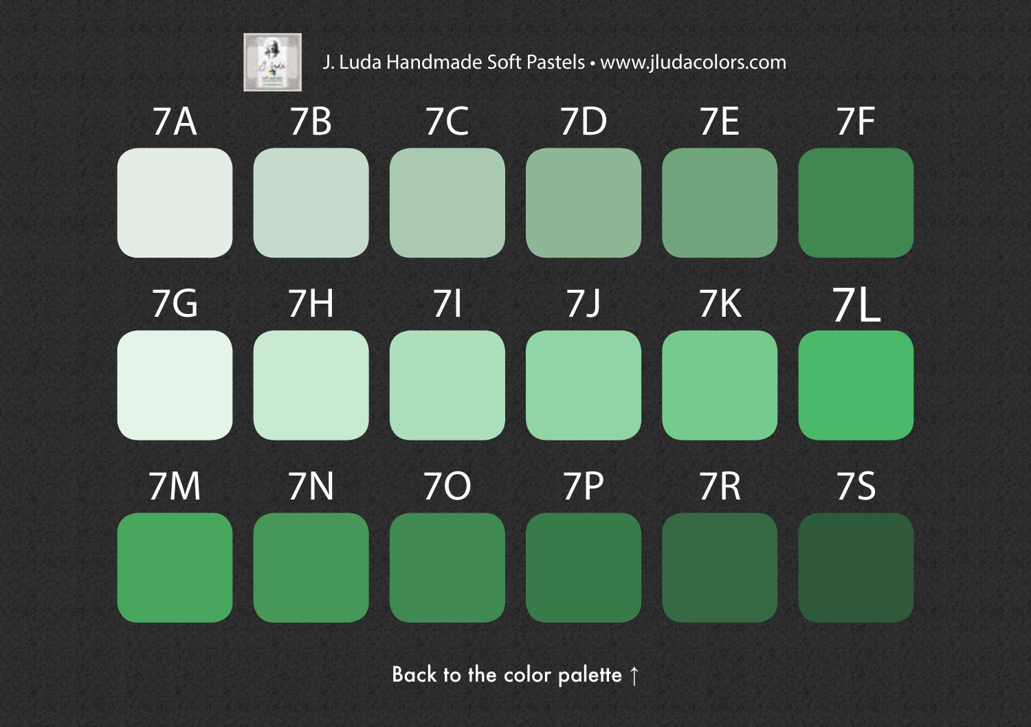J. Luda Handmade Soft Pastels • www.jludacolors.com

| 7A | 7B | 7C | 7D | 7E | 7F |
|---|---|---|---|---|---|
| 7G | 7H | 7I | 7J | 7K | 7L |
| 7M | 7N | 7O | 7P | 7R | 7S |

Back to the color palette ↑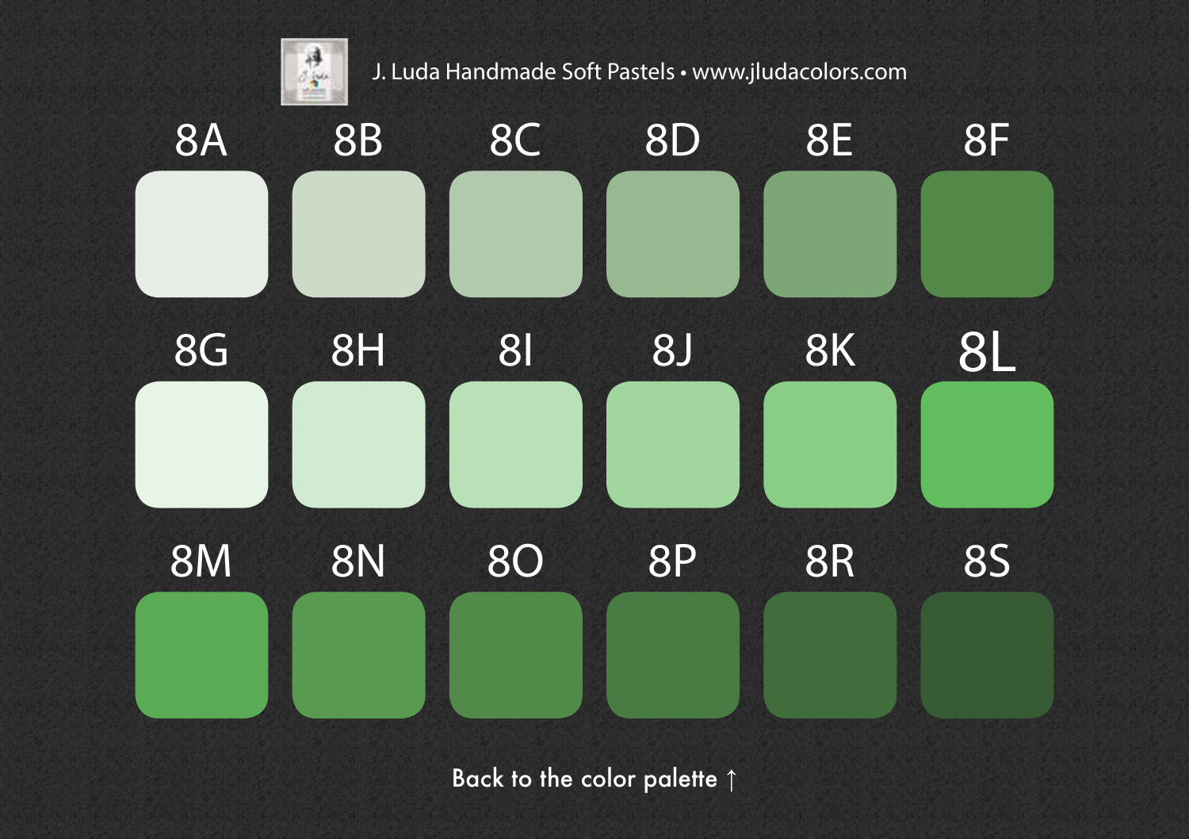J. Luda Handmade Soft Pastels • www.jludacolors.com

| 8A | 8B | 8C | 8D | 8E | 8F |
|---|---|---|---|---|---|
| 8G | 8H | 8I | 8J | 8K | 8L |
| 8M | 8N | 8O | 8P | 8R | 8S |

Back to the color palette ↑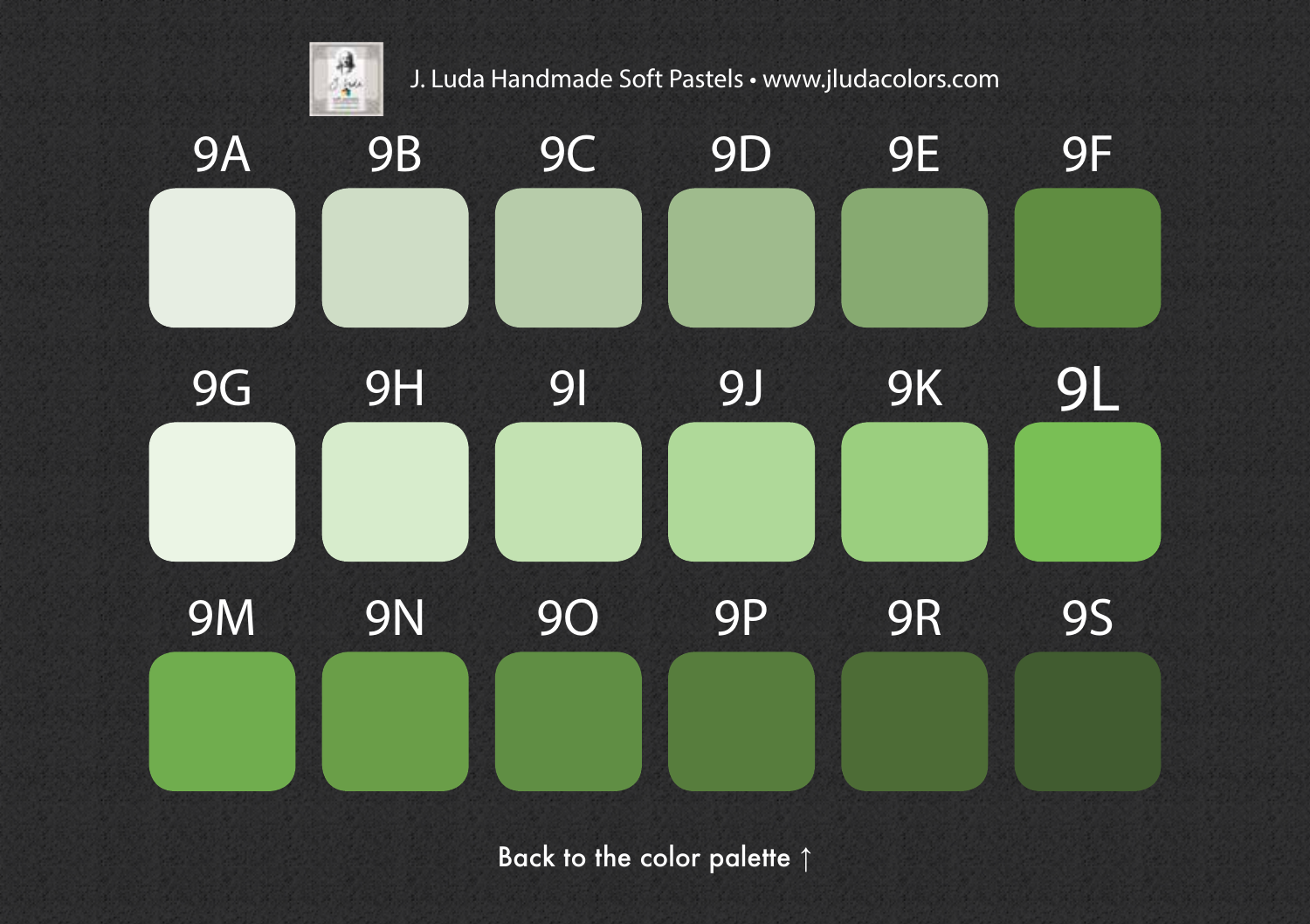J. Luda Handmade Soft Pastels • www.jludacolors.com

| 9A | 9B | 9C | 9D | 9E | 9F |
| --- | --- | --- | --- | --- | --- |
| 9G | 9H | 9I | 9J | 9K | 9L |
| 9M | 9N | 9O | 9P | 9R | 9S |

Back to the color palette ↑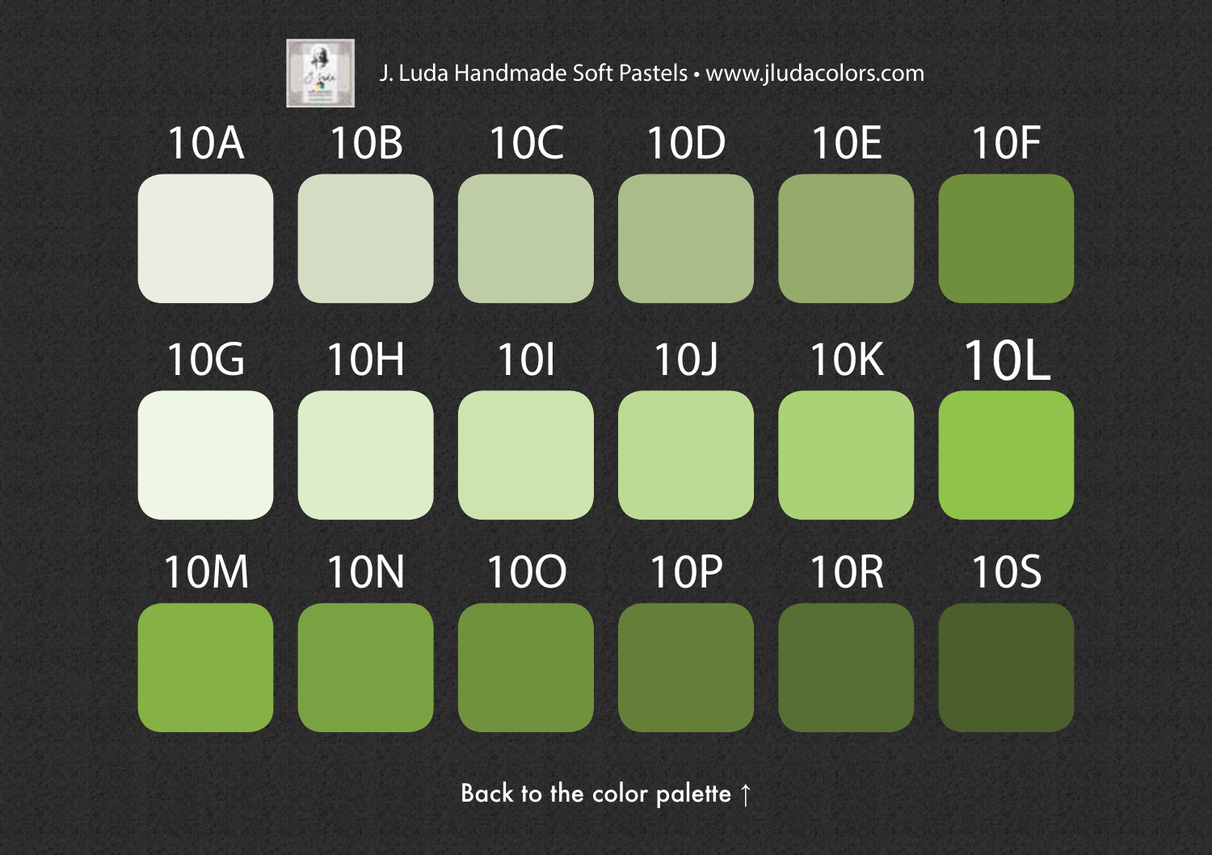J. Luda Handmade Soft Pastels • www.jludacolors.com

| 10A | 10B | 10C | 10D | 10E | 10F |
|---|---|---|---|---|---|
| 10G | 10H | 10I | 10J | 10K | 10L |
| 10M | 10N | 10O | 10P | 10R | 10S |

Back to the color palette ↑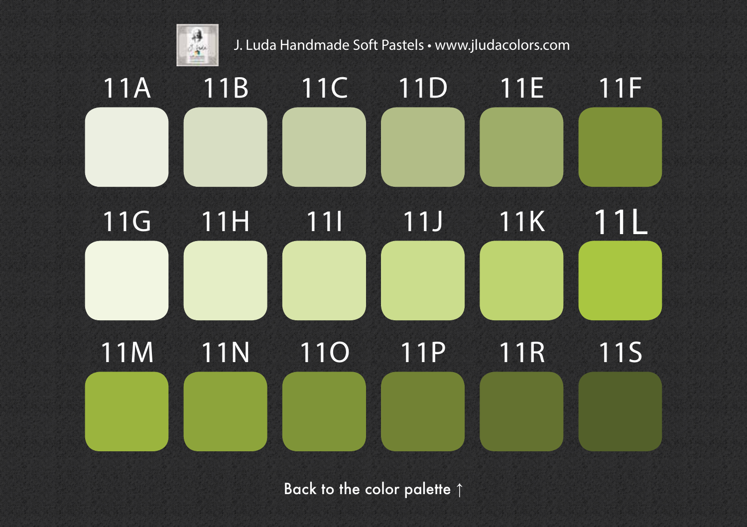J. Luda Handmade Soft Pastels • www.jludacolors.com

| 11A | 11B | 11C | 11D | 11E | 11F |
|---|---|---|---|---|---|
| 11G | 11H | 11I | 11J | 11K | 11L |
| 11M | 11N | 11O | 11P | 11R | 11S |

Back to the color palette ↑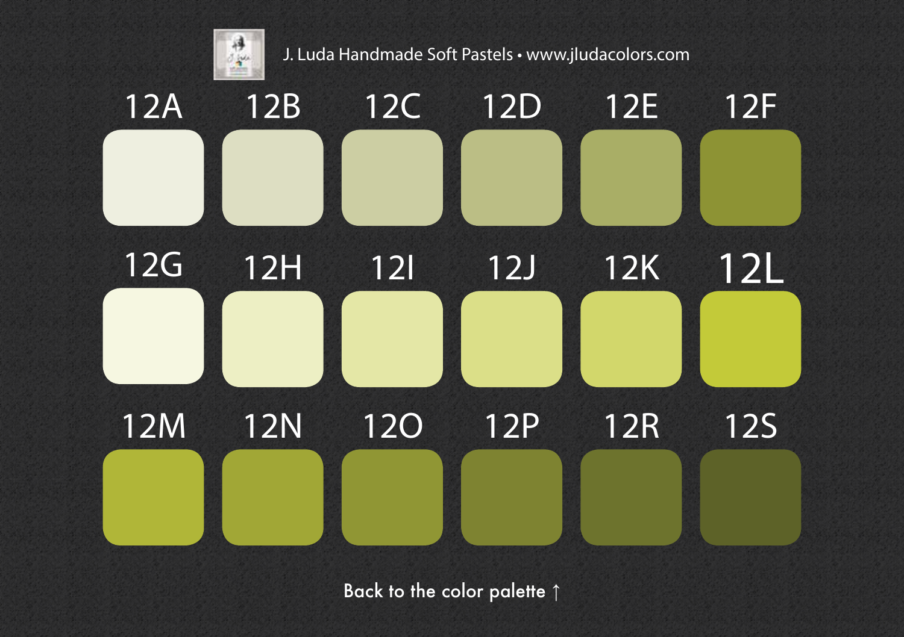J. Luda Handmade Soft Pastels • www.jludacolors.com

| 12A | 12B | 12C | 12D | 12E | 12F |
|---|---|---|---|---|---|
| 12G | 12H | 12I | 12J | 12K | 12L |
| 12M | 12N | 12O | 12P | 12R | 12S |

Back to the color palette ↑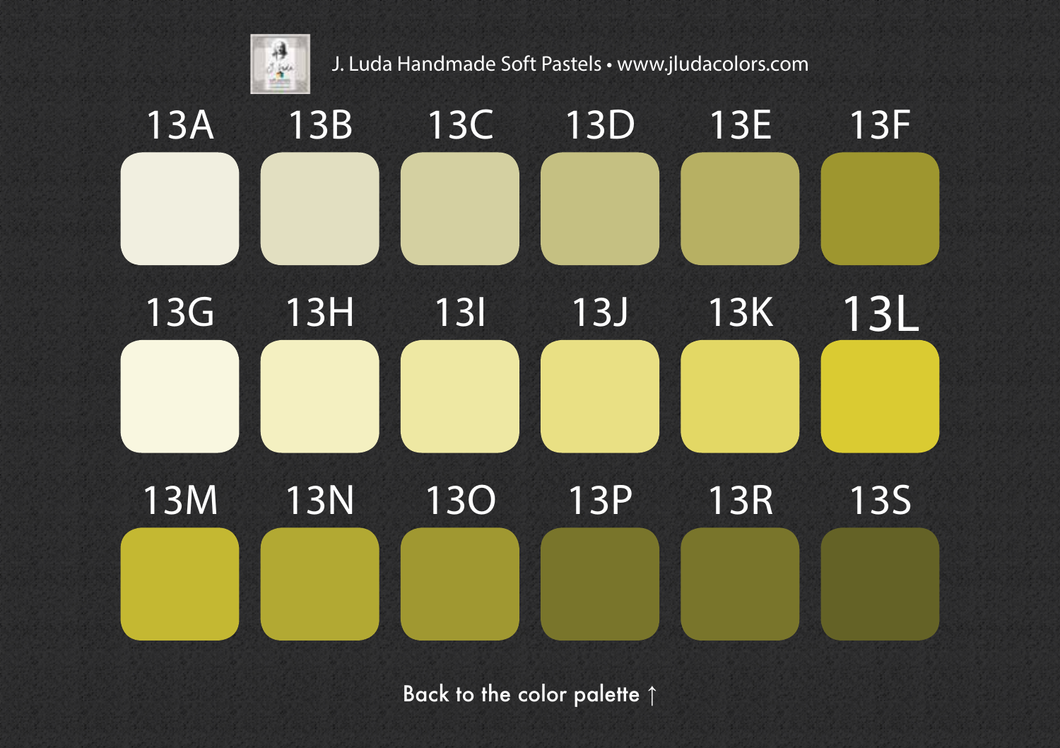J. Luda Handmade Soft Pastels • www.jludacolors.com

| 13A | 13B | 13C | 13D | 13E | 13F |
|---|---|---|---|---|---|
| 13G | 13H | 13I | 13J | 13K | 13L |
| 13M | 13N | 13O | 13P | 13R | 13S |

Back to the color palette ↑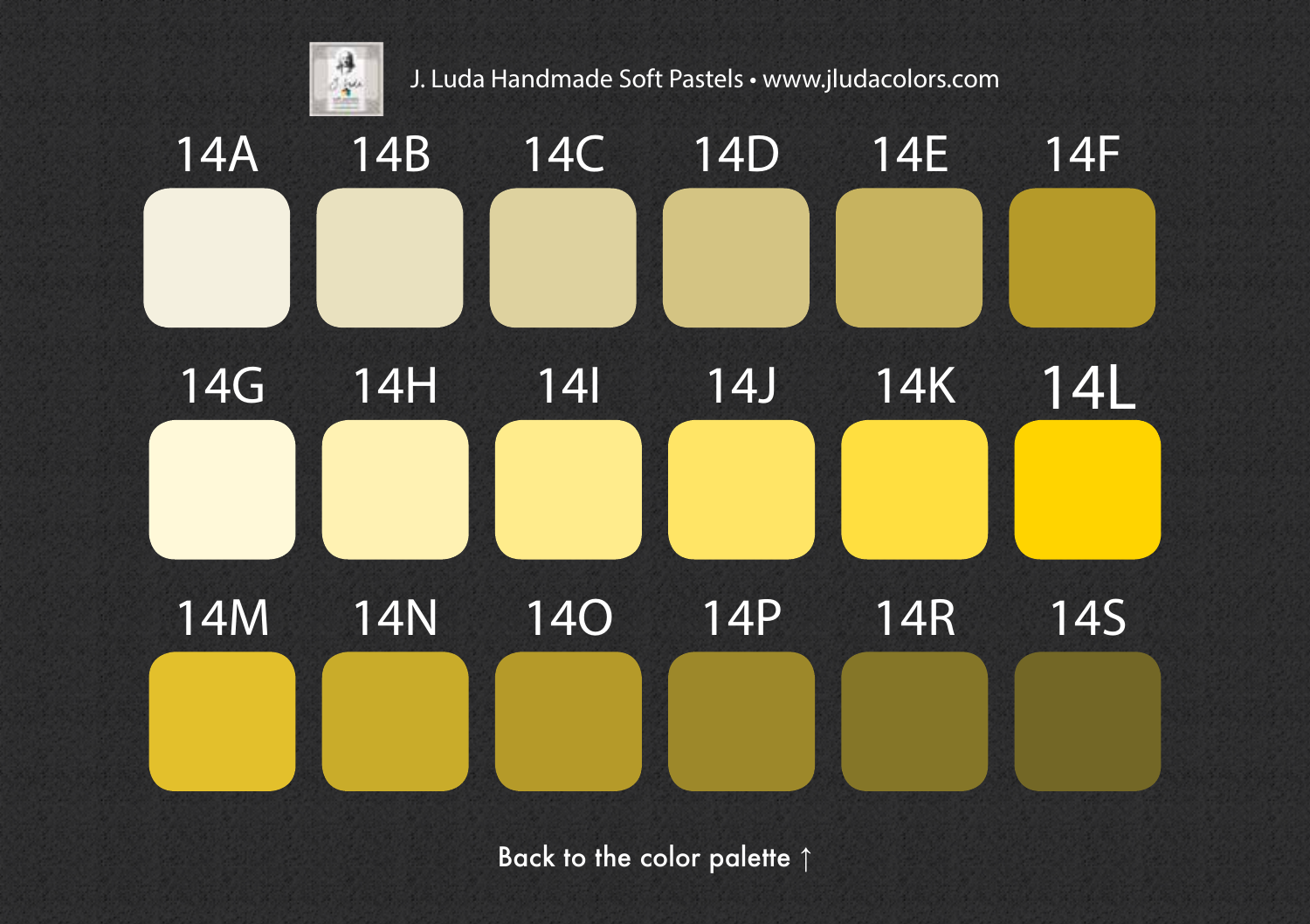J. Luda Handmade Soft Pastels • www.jludacolors.com

| 14A | 14B | 14C | 14D | 14E | 14F |
|---|---|---|---|---|---|
| 14G | 14H | 14I | 14J | 14K | 14L |
| 14M | 14N | 14O | 14P | 14R | 14S |

Back to the color palette ↑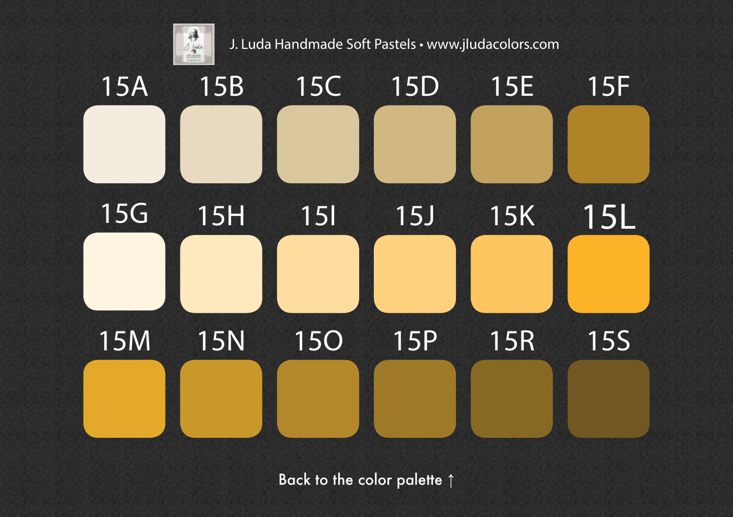J. Luda Handmade Soft Pastels • www.jludacolors.com

| 15A | 15B | 15C | 15D | 15E | 15F |
|---|---|---|---|---|---|
| 15G | 15H | 15I | 15J | 15K | 15L |
| 15M | 15N | 15O | 15P | 15R | 15S |

Back to the color palette ↑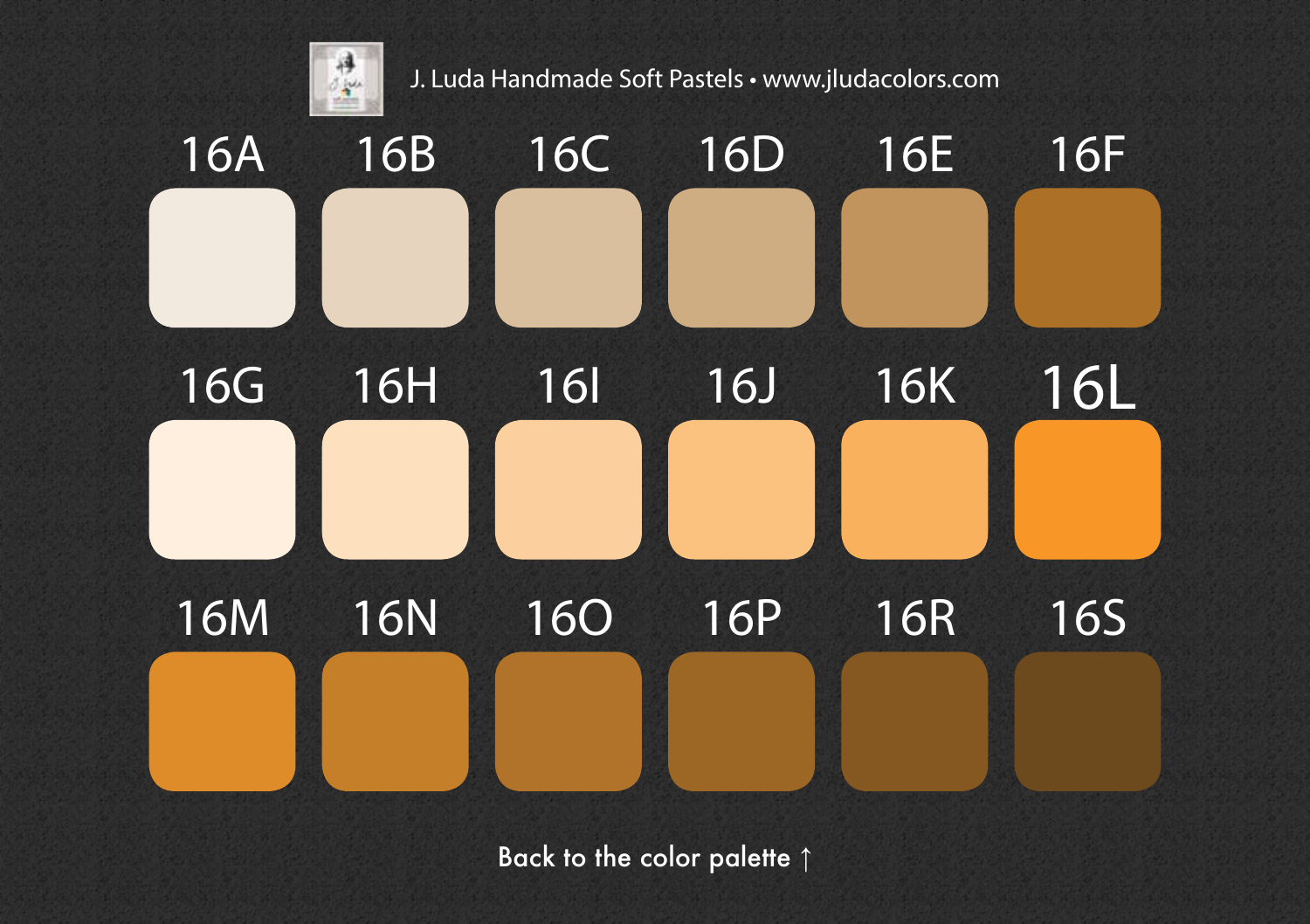J. Luda Handmade Soft Pastels • www.jludacolors.com

| 16A | 16B | 16C | 16D | 16E | 16F |
|---|---|---|---|---|---|
| 16G | 16H | 16I | 16J | 16K | 16L |
| 16M | 16N | 16O | 16P | 16R | 16S |

Back to the color palette ↑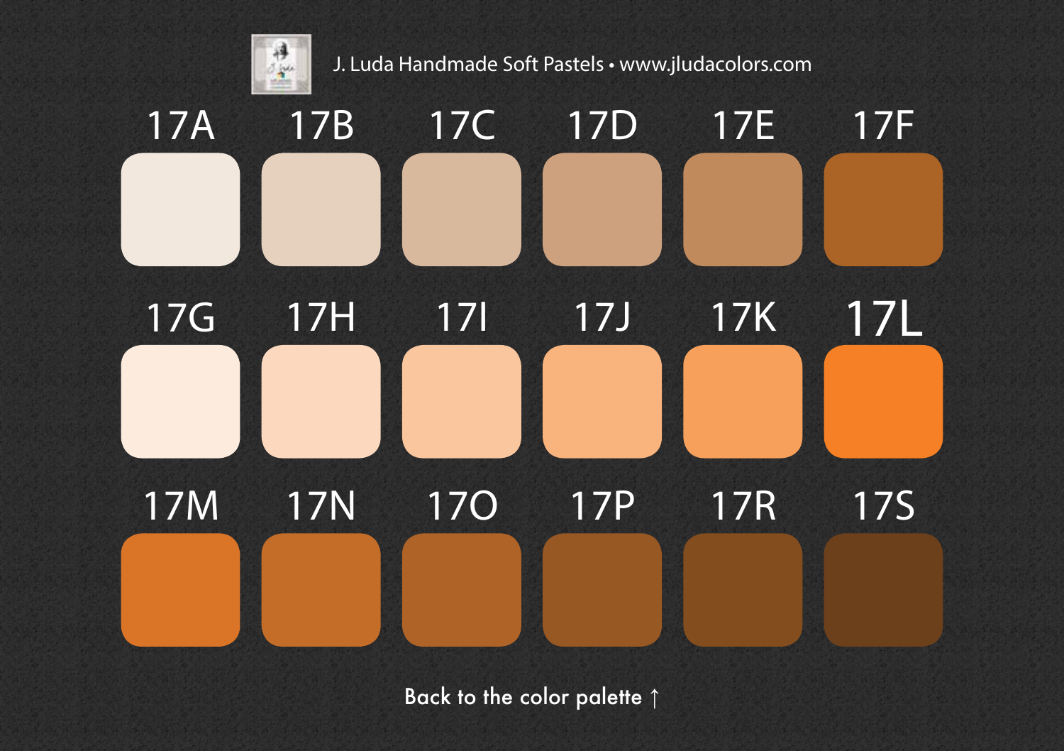J. Luda Handmade Soft Pastels • www.jludacolors.com

| 17A | 17B | 17C | 17D | 17E | 17F |
|---|---|---|---|---|---|
| 17G | 17H | 17I | 17J | 17K | 17L |
| 17M | 17N | 17O | 17P | 17R | 17S |

Back to the color palette ↑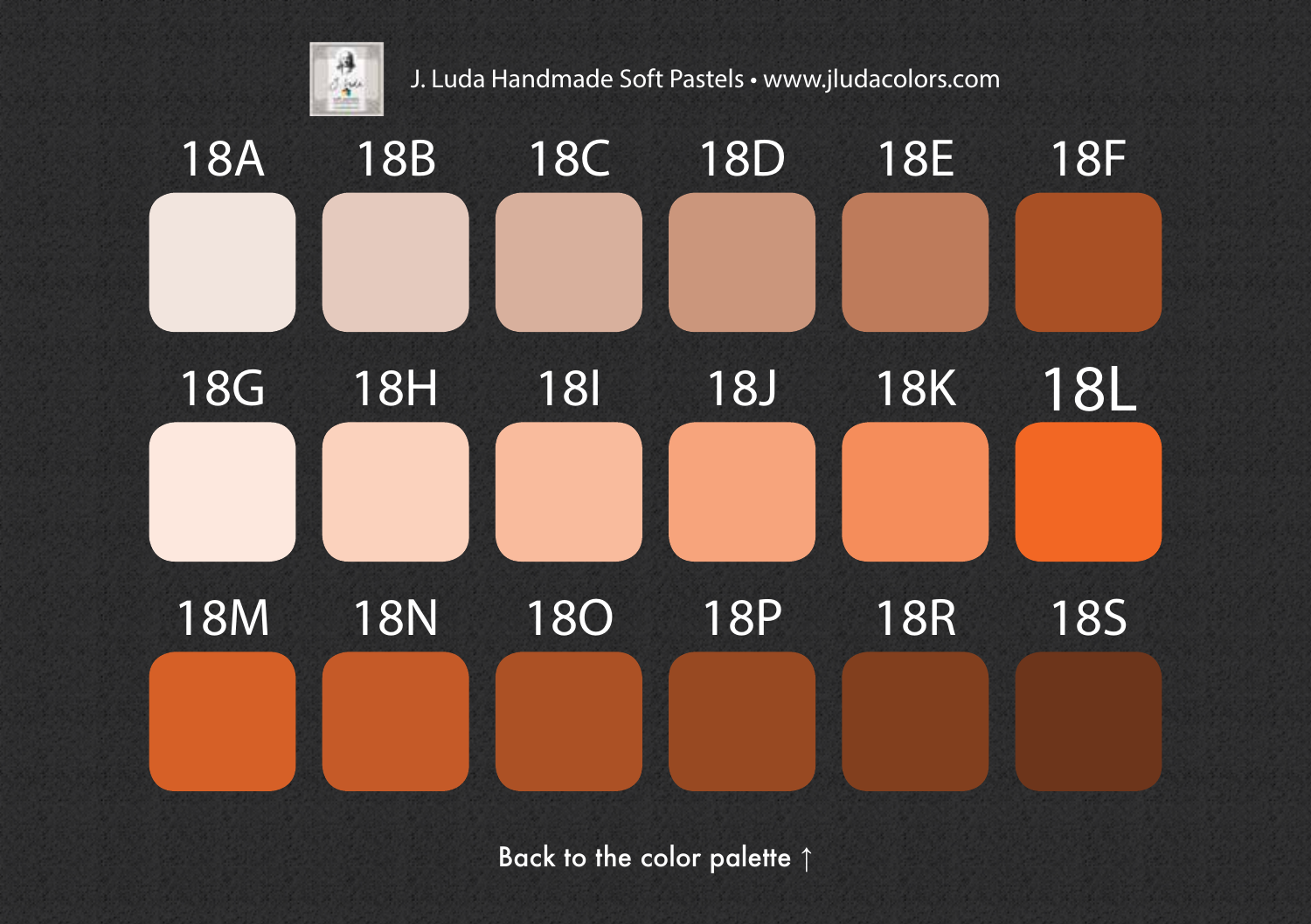J. Luda Handmade Soft Pastels • www.jludacolors.com

| 18A | 18B | 18C | 18D | 18E | 18F |
|---|---|---|---|---|---|
| 18G | 18H | 18I | 18J | 18K | 18L |
| 18M | 18N | 18O | 18P | 18R | 18S |

Back to the color palette ↑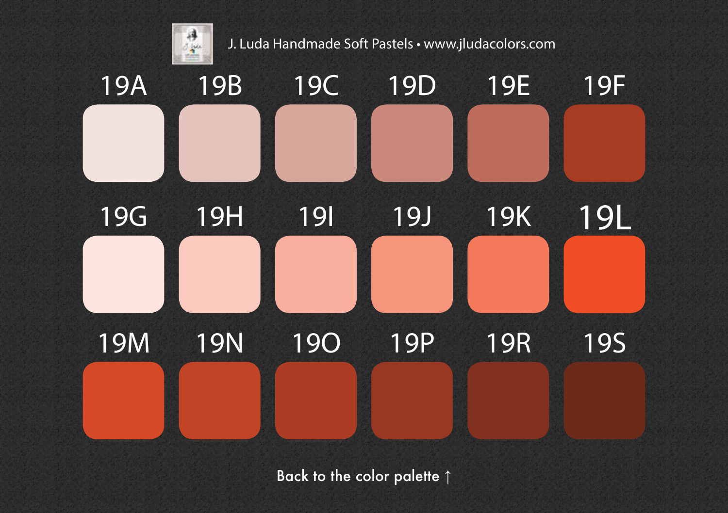J. Luda Handmade Soft Pastels • www.jludacolors.com

| 19A | 19B | 19C | 19D | 19E | 19F |
|---|---|---|---|---|---|
| 19G | 19H | 19I | 19J | 19K | 19L |
| 19M | 19N | 19O | 19P | 19R | 19S |

Back to the color palette ↑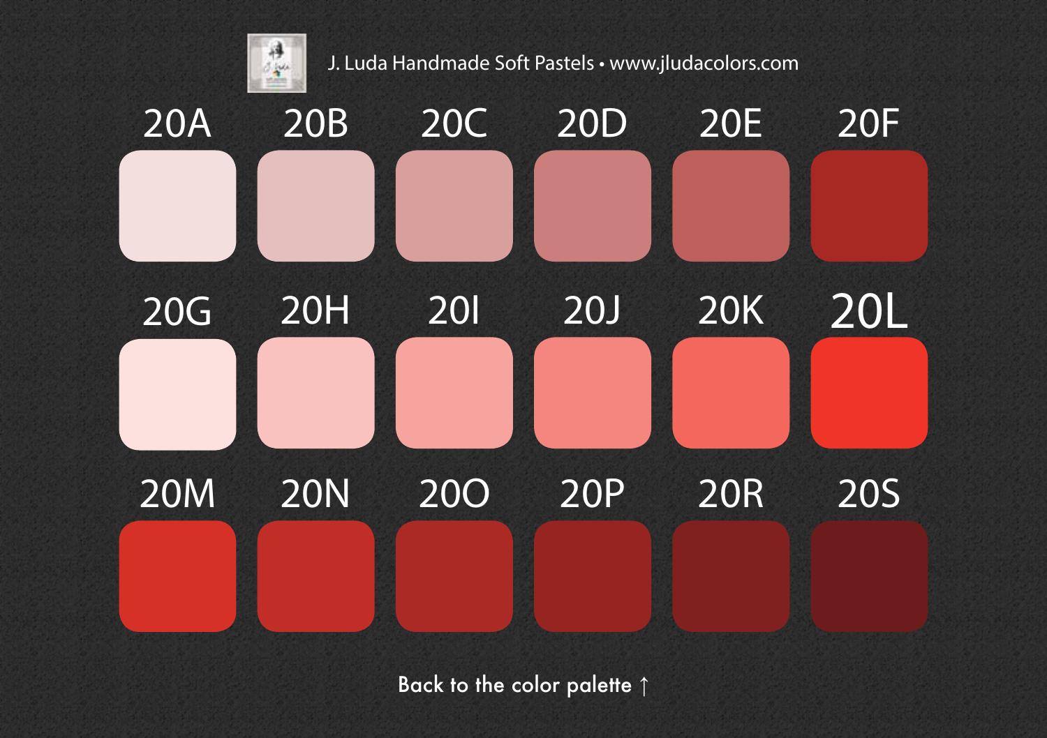J. Luda Handmade Soft Pastels • www.jludacolors.com

| 20A | 20B | 20C | 20D | 20E | 20F |
|---|---|---|---|---|---|
| 20G | 20H | 20I | 20J | 20K | 20L |
| 20M | 20N | 20O | 20P | 20R | 20S |

Back to the color palette ↑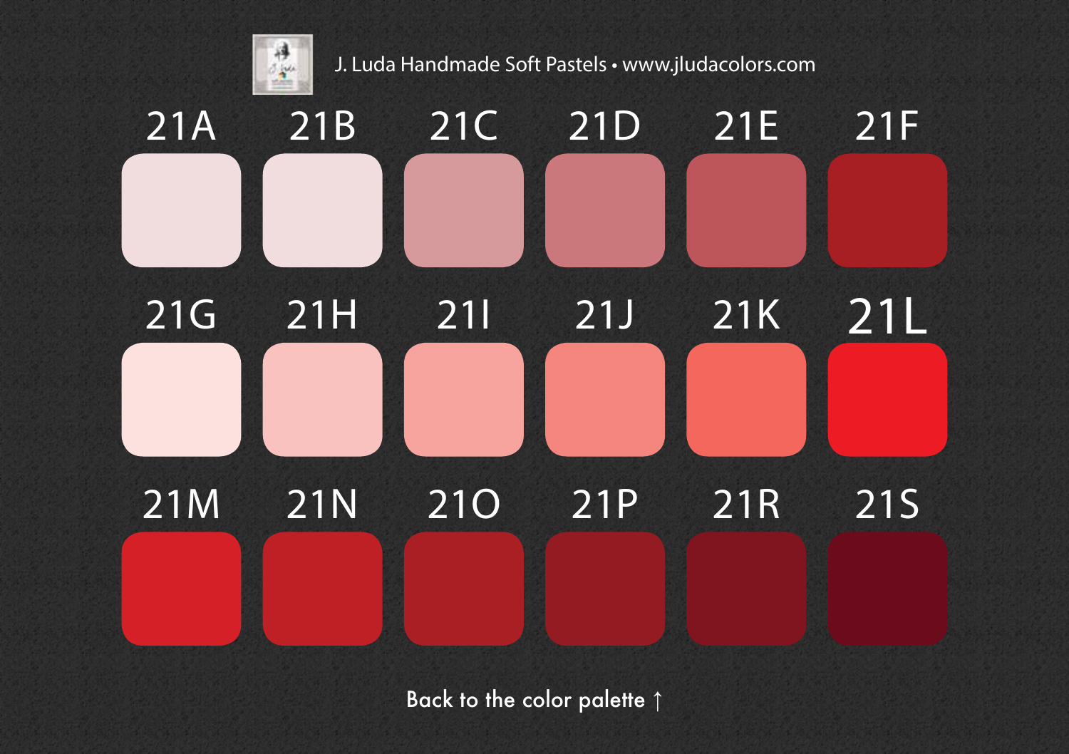J. Luda Handmade Soft Pastels • www.jludacolors.com

| 21A | 21B | 21C | 21D | 21E | 21F |
|---|---|---|---|---|---|
| 21G | 21H | 21I | 21J | 21K | 21L |
| 21M | 21N | 21O | 21P | 21R | 21S |

Back to the color palette ↑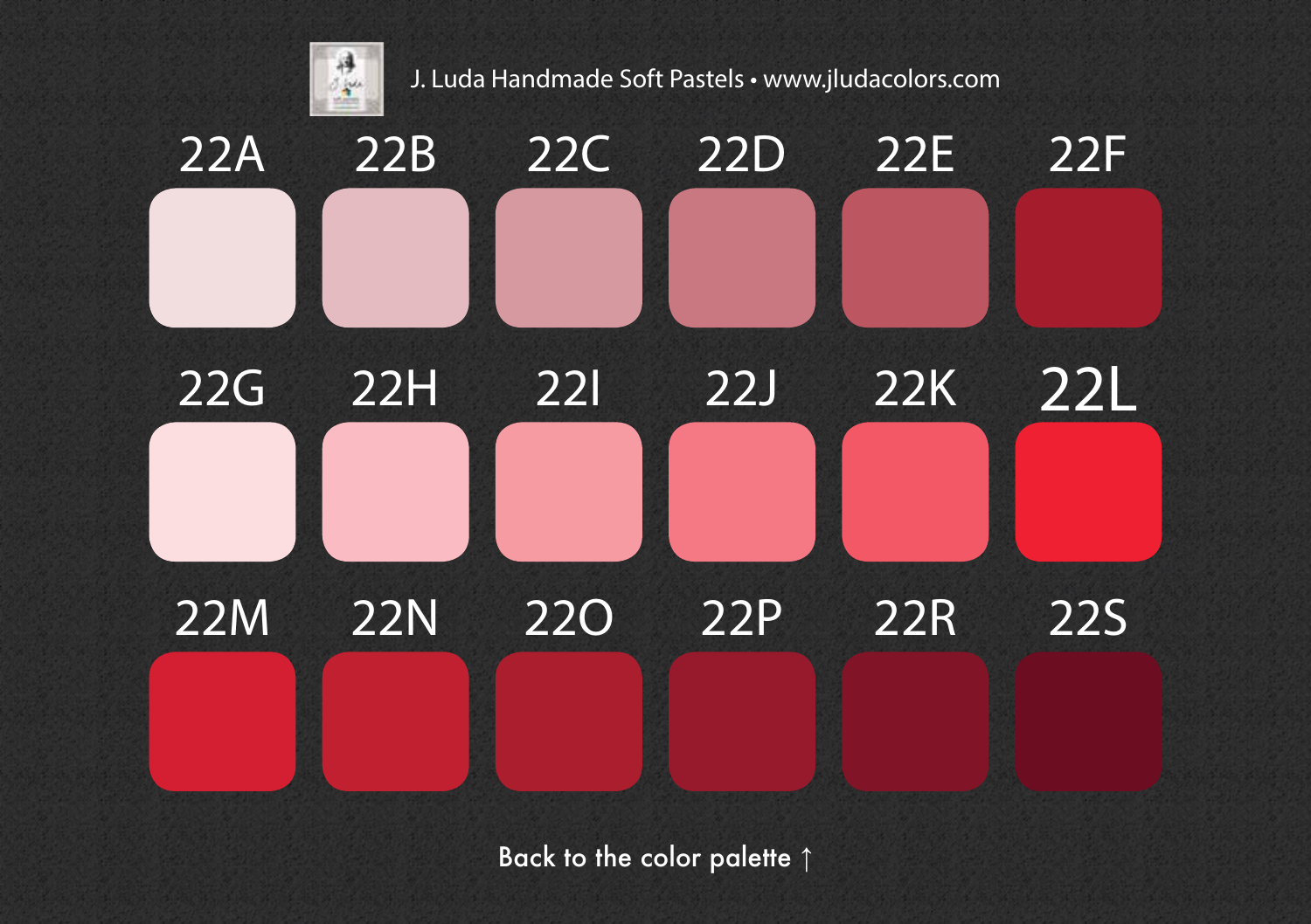J. Luda Handmade Soft Pastels • www.jludacolors.com

| 22A | 22B | 22C | 22D | 22E | 22F |
|---|---|---|---|---|---|
| 22G | 22H | 22I | 22J | 22K | 22L |
| 22M | 22N | 22O | 22P | 22R | 22S |

Back to the color palette ↑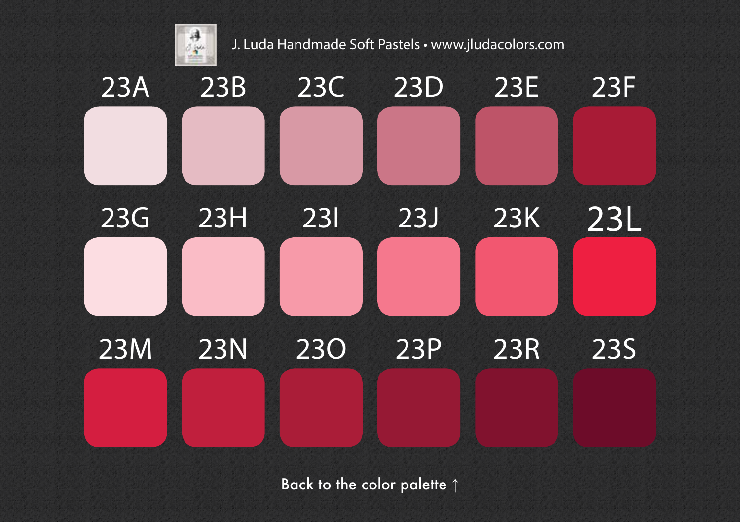J. Luda Handmade Soft Pastels • www.jludacolors.com

| 23A | 23B | 23C | 23D | 23E | 23F |
|---|---|---|---|---|---|
| 23G | 23H | 23I | 23J | 23K | 23L |
| 23M | 23N | 23O | 23P | 23R | 23S |

Back to the color palette ↑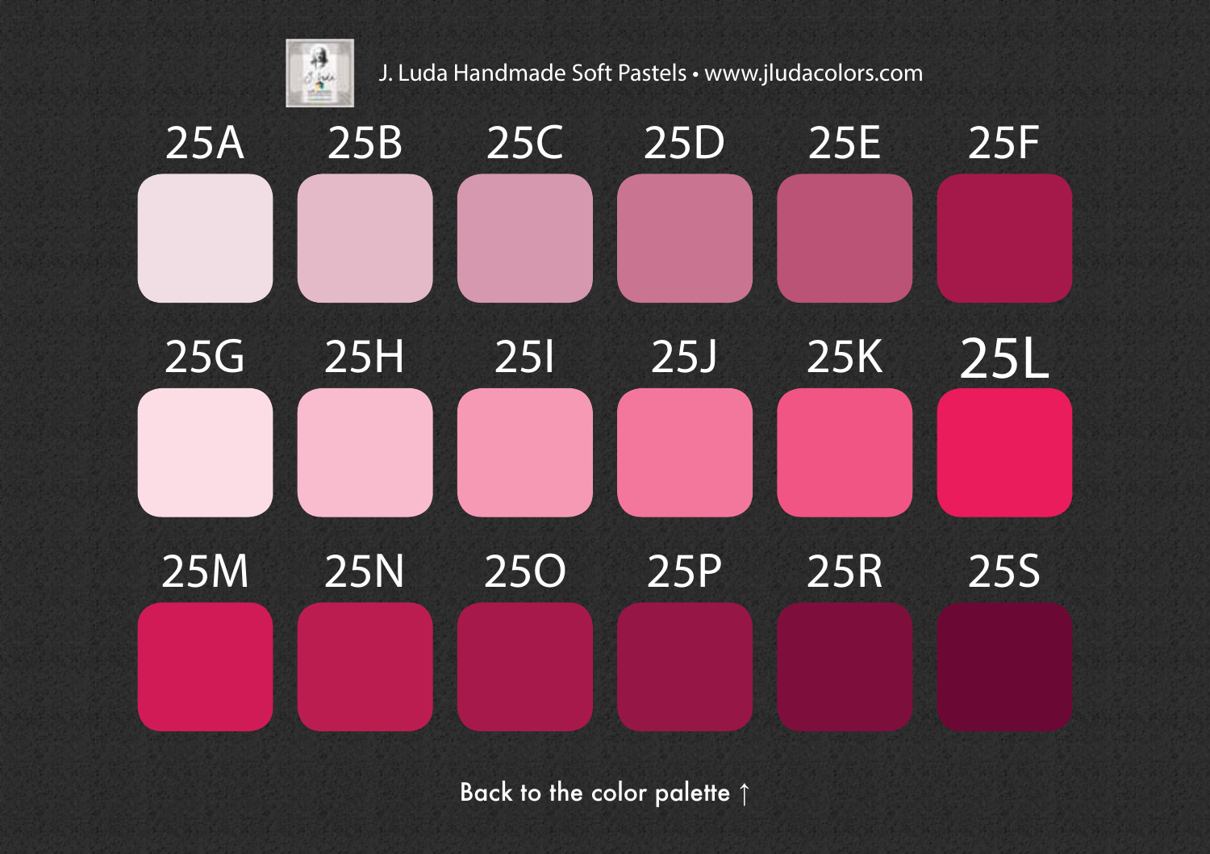J. Luda Handmade Soft Pastels • www.jludacolors.com

| 25A | 25B | 25C | 25D | 25E | 25F |
|---|---|---|---|---|---|
| 25G | 25H | 25I | 25J | 25K | 25L |
| 25M | 25N | 25O | 25P | 25R | 25S |

Back to the color palette ↑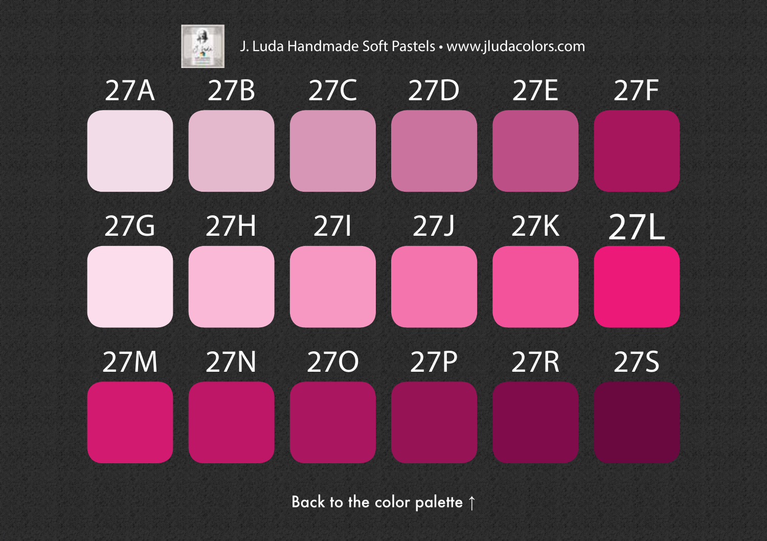J. Luda Handmade Soft Pastels • www.jludacolors.com

| 27A | 27B | 27C | 27D | 27E | 27F |
|---|---|---|---|---|---|
| 27G | 27H | 27I | 27J | 27K | 27L |
| 27M | 27N | 27O | 27P | 27R | 27S |

Back to the color palette ↑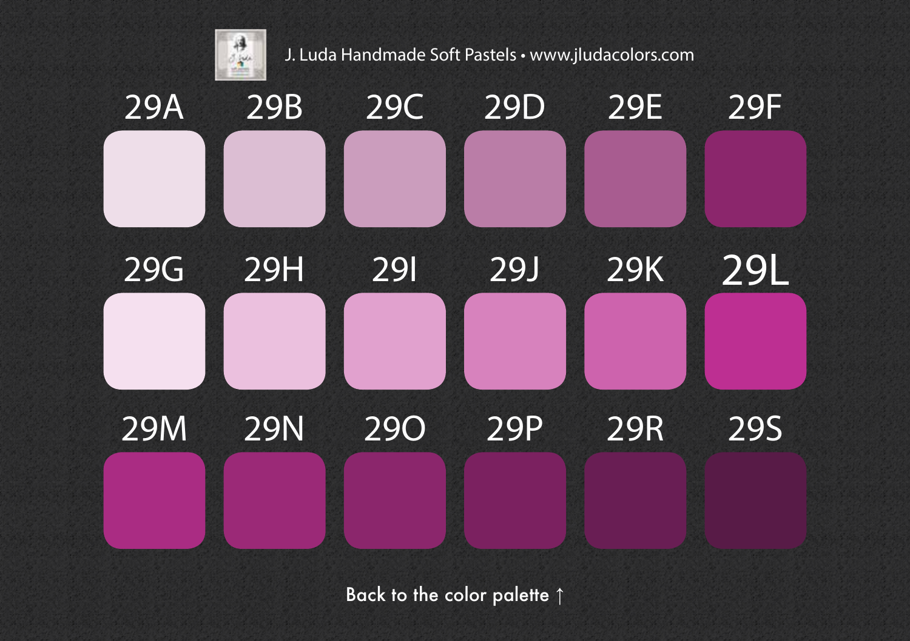J. Luda Handmade Soft Pastels • www.jludacolors.com

| 29A | 29B | 29C | 29D | 29E | 29F |
|---|---|---|---|---|---|
| 29G | 29H | 29I | 29J | 29K | 29L |
| 29M | 29N | 29O | 29P | 29R | 29S |

Back to the color palette ↑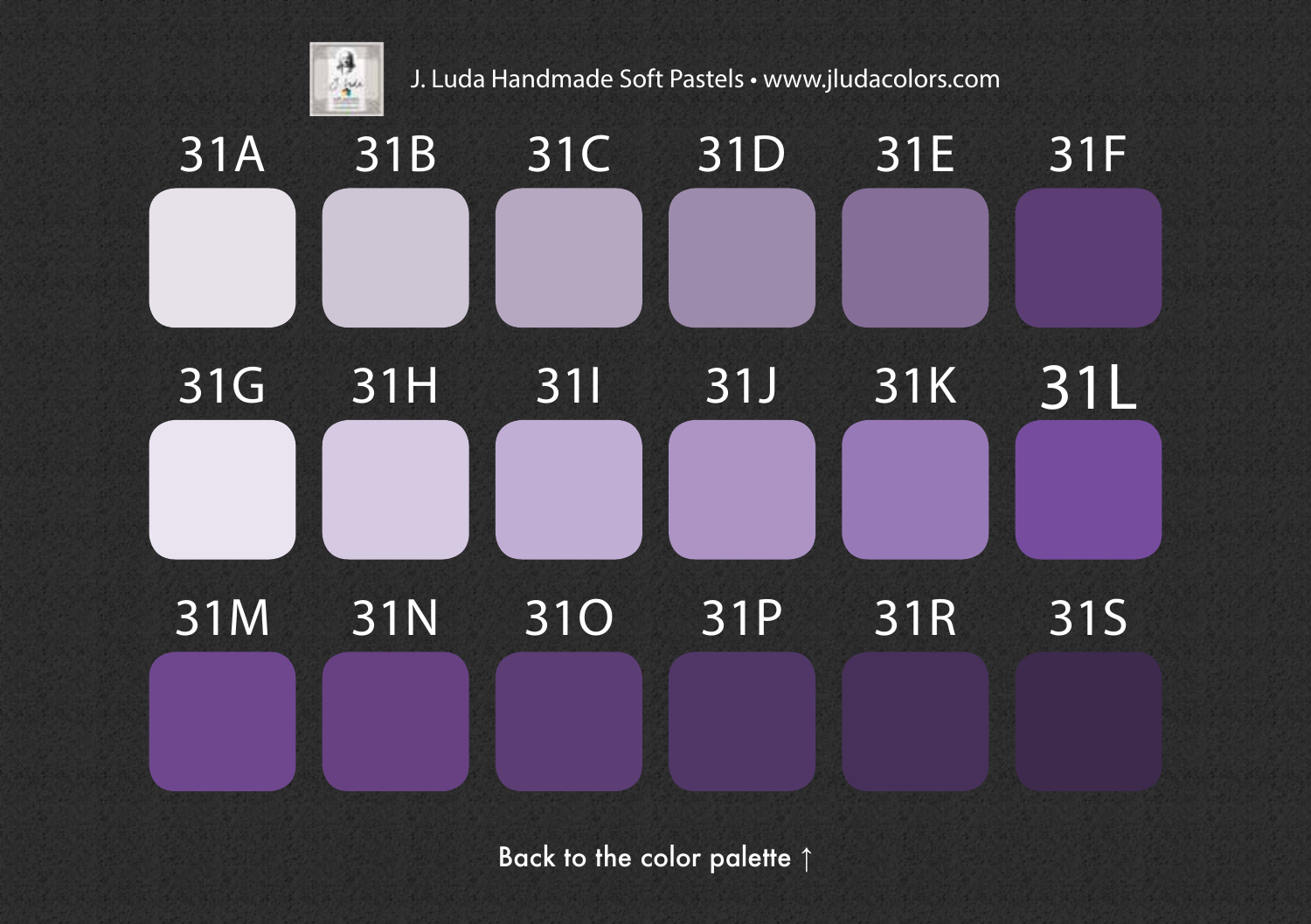J. Luda Handmade Soft Pastels • www.jludacolors.com

| 31A | 31B | 31C | 31D | 31E | 31F |
|---|---|---|---|---|---|
| 31G | 31H | 31I | 31J | 31K | 31L |
| 31M | 31N | 31O | 31P | 31R | 31S |

Back to the color palette ↑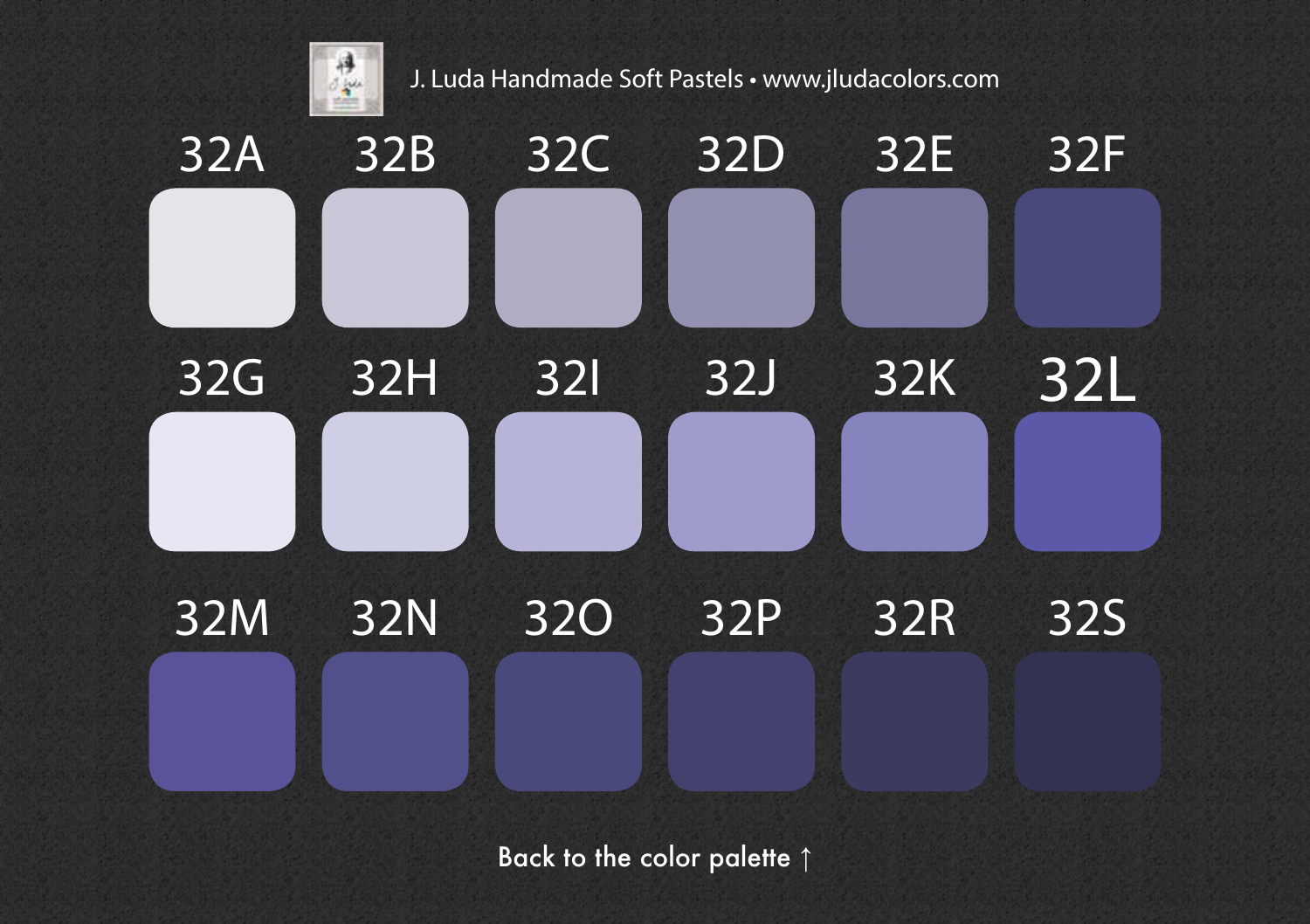J. Luda Handmade Soft Pastels • www.jludacolors.com

| 32A | 32B | 32C | 32D | 32E | 32F |
|---|---|---|---|---|---|
| 32G | 32H | 32I | 32J | 32K | 32L |
| 32M | 32N | 32O | 32P | 32R | 32S |

Back to the color palette ↑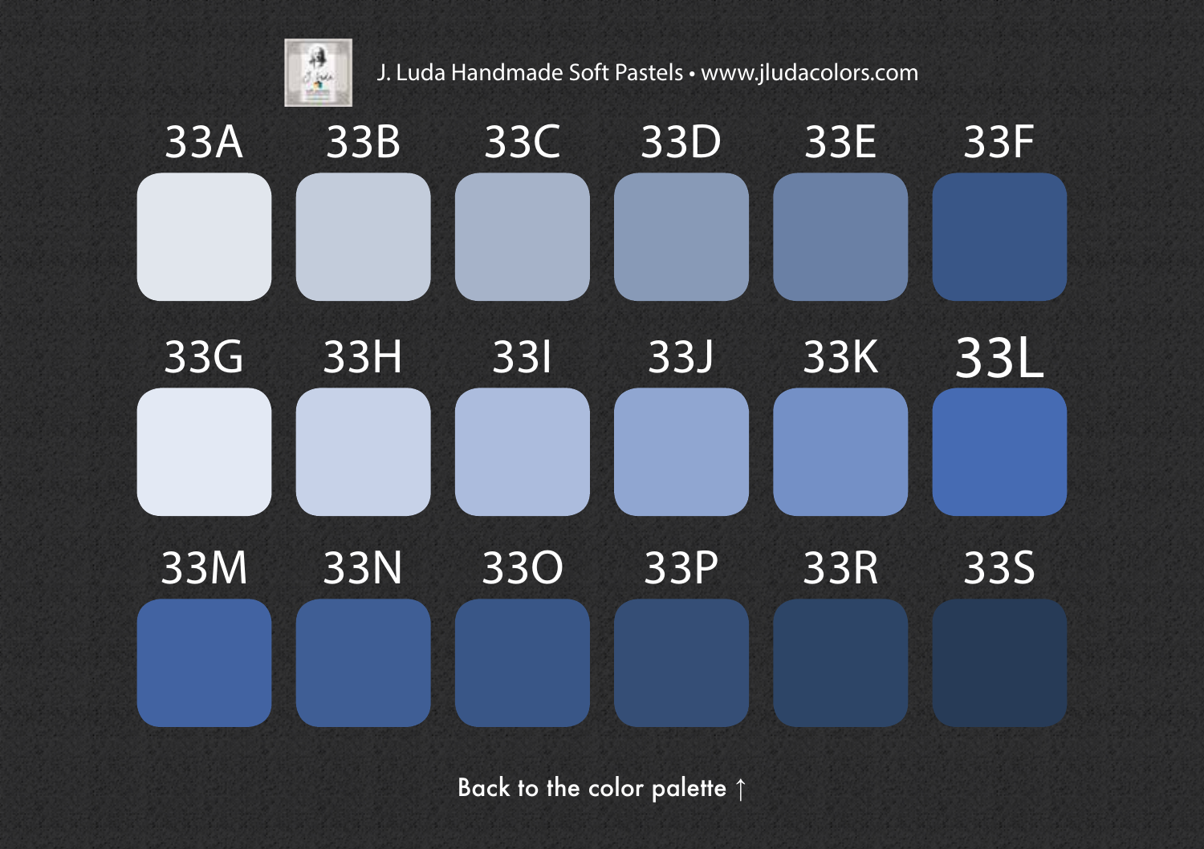J. Luda Handmade Soft Pastels • www.jludacolors.com

| 33A | 33B | 33C | 33D | 33E | 33F |
|---|---|---|---|---|---|
| 33G | 33H | 33I | 33J | 33K | 33L |
| 33M | 33N | 33O | 33P | 33R | 33S |

Back to the color palette ↑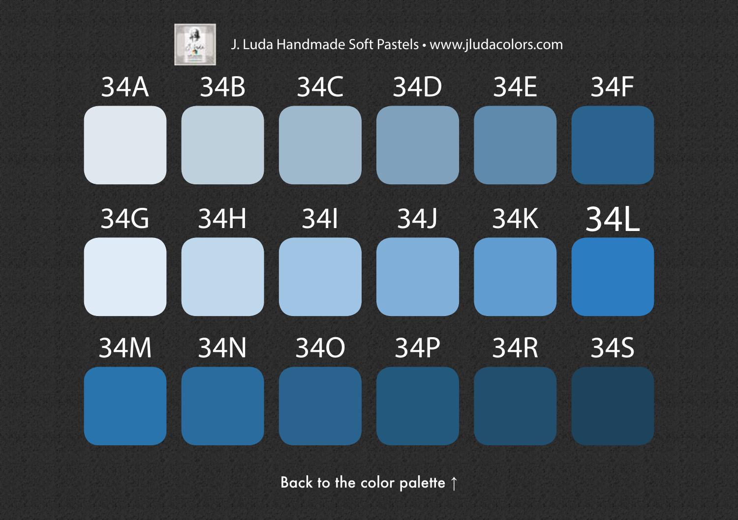J. Luda Handmade Soft Pastels • www.jludacolors.com

| 34A | 34B | 34C | 34D | 34E | 34F |
|---|---|---|---|---|---|
| 34G | 34H | 34I | 34J | 34K | 34L |
| 34M | 34N | 34O | 34P | 34R | 34S |

Back to the color palette ↑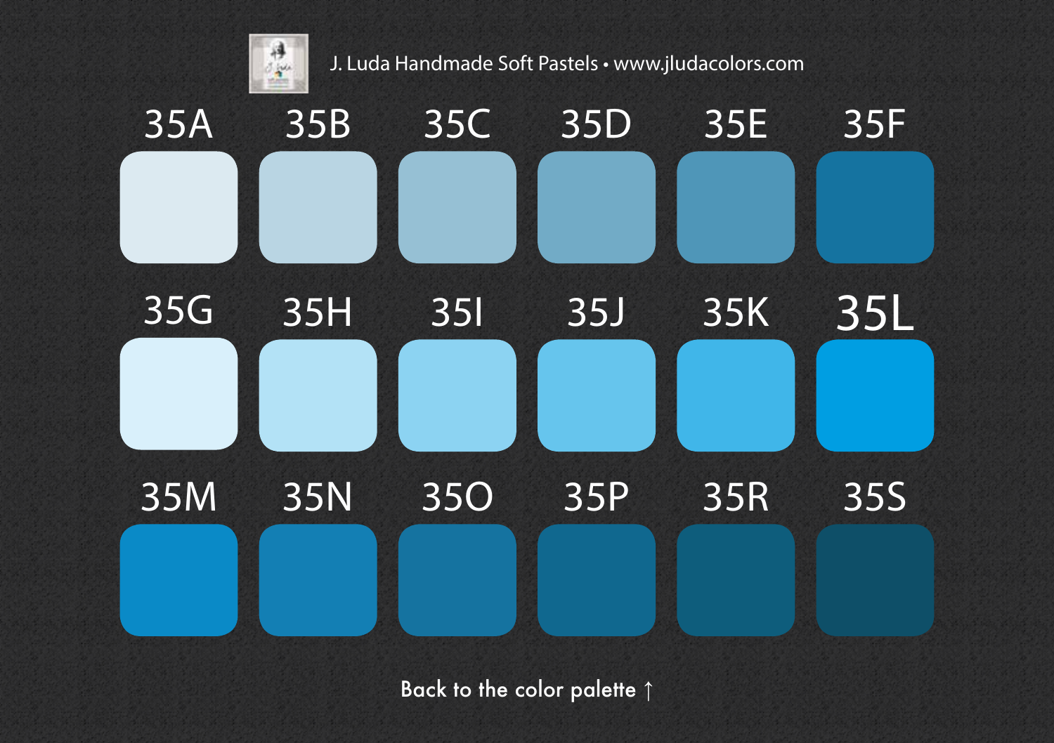J. Luda Handmade Soft Pastels • www.jludacolors.com

| 35A | 35B | 35C | 35D | 35E | 35F |
|---|---|---|---|---|---|
| 35G | 35H | 35I | 35J | 35K | 35L |
| 35M | 35N | 35O | 35P | 35R | 35S |

Back to the color palette ↑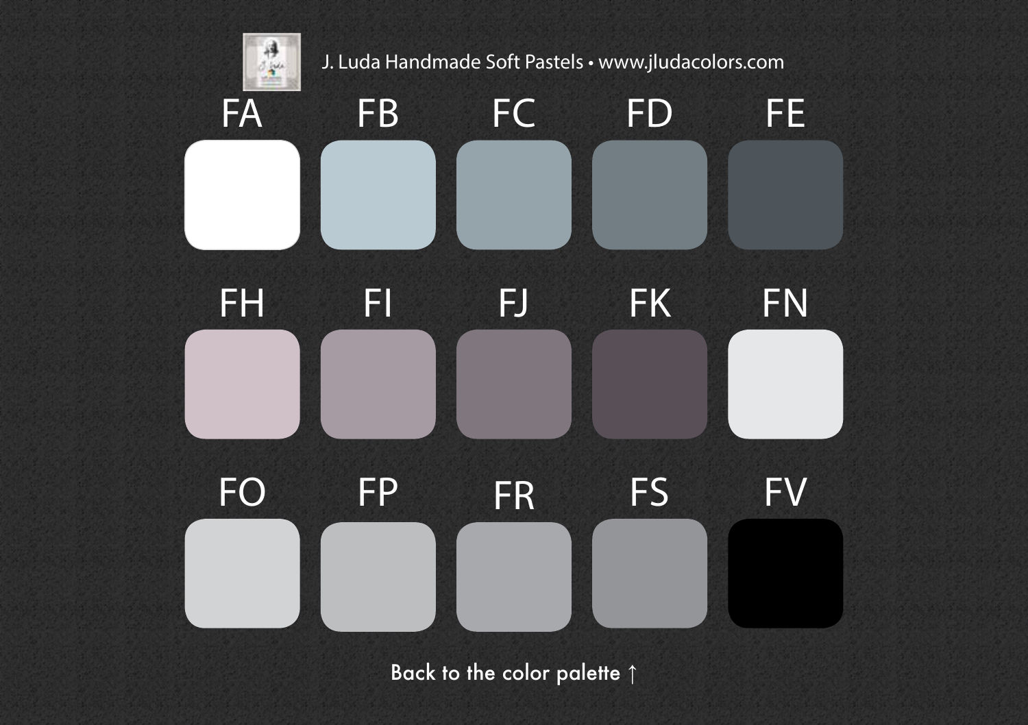J. Luda Handmade Soft Pastels • www.jludacolors.com

FA FB FC FD FE

FH FI FJ FK FN

FO FP FR FS FV

Back to the color palette ↑